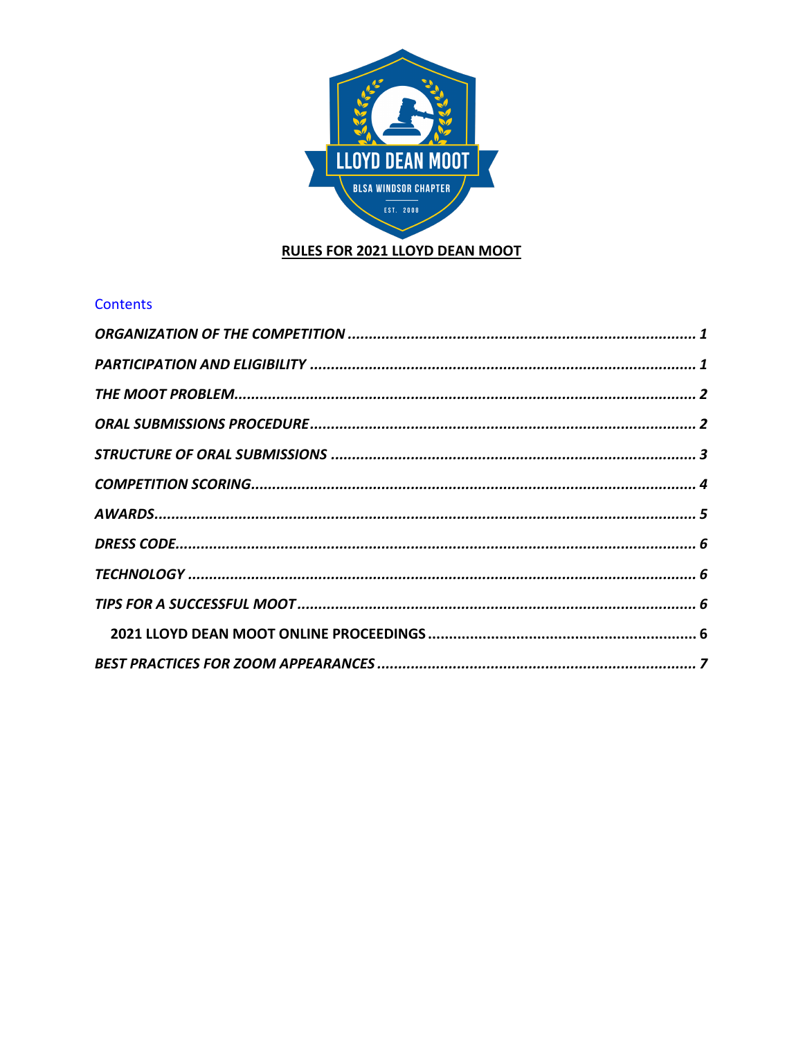# RULES FOR 2021 LLOYD DEAN MOOT

## Contents

*ORGANIZATION OF THE COMPETITION* ........................................................................ *1*

*PARTICIPATION AND ELIGIBILITY* ........................................................................... *1*

*THE MOOT PROBLEM*............................................................................................. *2*

*ORAL SUBMISSIONS PROCEDURE*............................................................................ *2*

*STRUCTURE OF ORAL SUBMISSIONS* ........................................................................ *3*

*COMPETITION SCORING*.......................................................................................... *4*

*AWARDS*................................................................................................................ *5*

*DRESS CODE*........................................................................................................... *6*

*TECHNOLOGY* ....................................................................................................... *6*

*TIPS FOR A SUCCESSFUL MOOT* .............................................................................. *6*

**2021 LLOYD DEAN MOOT ONLINE PROCEEDINGS** .................................................. **6**

*BEST PRACTICES FOR ZOOM APPEARANCES* ............................................................ *7*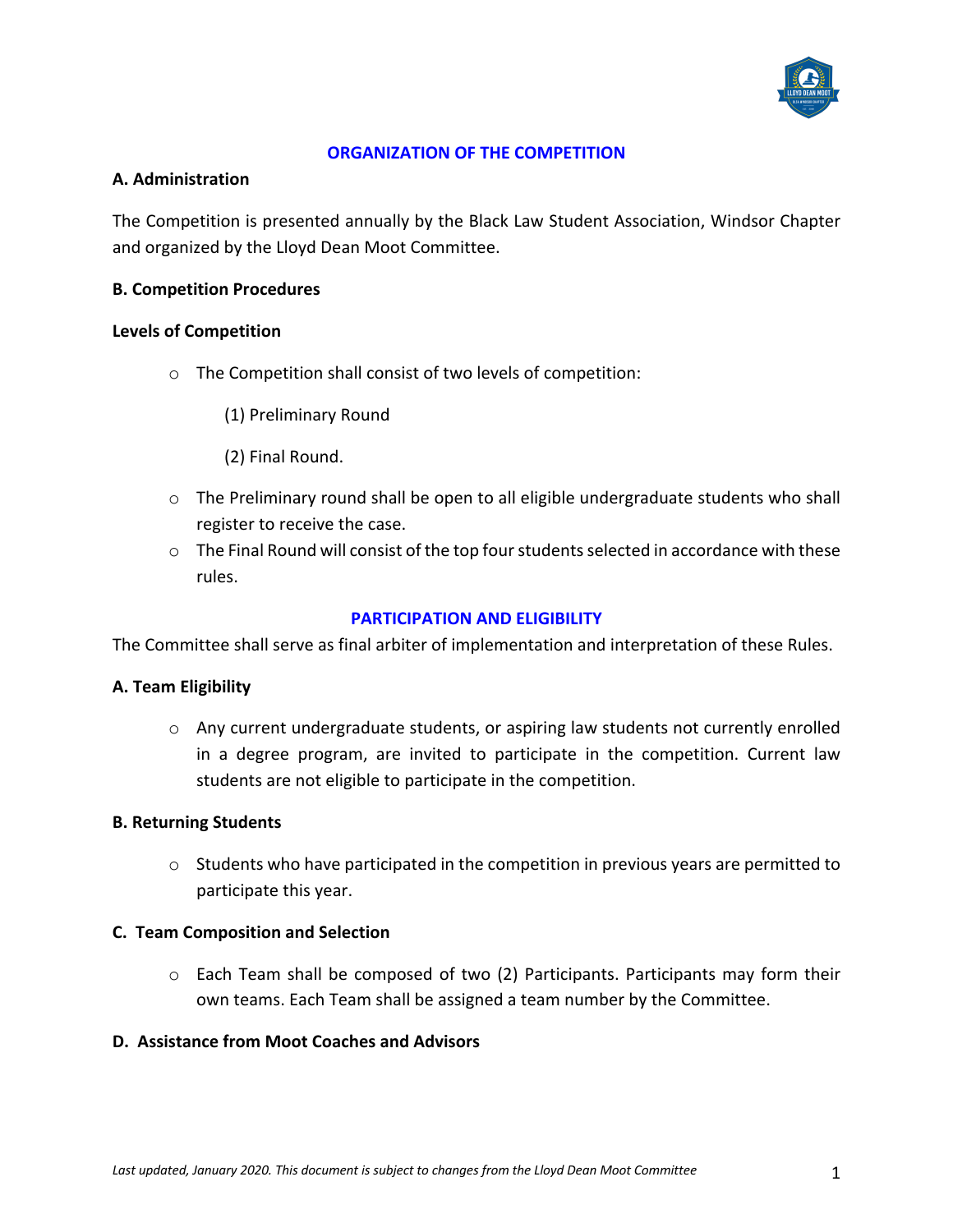## ORGANIZATION OF THE COMPETITION

**A. Administration**

The Competition is presented annually by the Black Law Student Association, Windsor Chapter and organized by the Lloyd Dean Moot Committee.

**B. Competition Procedures**

**Levels of Competition**

- The Competition shall consist of two levels of competition:

  (1) Preliminary Round

  (2) Final Round.

- The Preliminary round shall be open to all eligible undergraduate students who shall register to receive the case.
- The Final Round will consist of the top four students selected in accordance with these rules.

## PARTICIPATION AND ELIGIBILITY

The Committee shall serve as final arbiter of implementation and interpretation of these Rules.

**A. Team Eligibility**

- Any current undergraduate students, or aspiring law students not currently enrolled in a degree program, are invited to participate in the competition. Current law students are not eligible to participate in the competition.

**B. Returning Students**

- Students who have participated in the competition in previous years are permitted to participate this year.

**C. Team Composition and Selection**

- Each Team shall be composed of two (2) Participants. Participants may form their own teams. Each Team shall be assigned a team number by the Committee.

**D. Assistance from Moot Coaches and Advisors**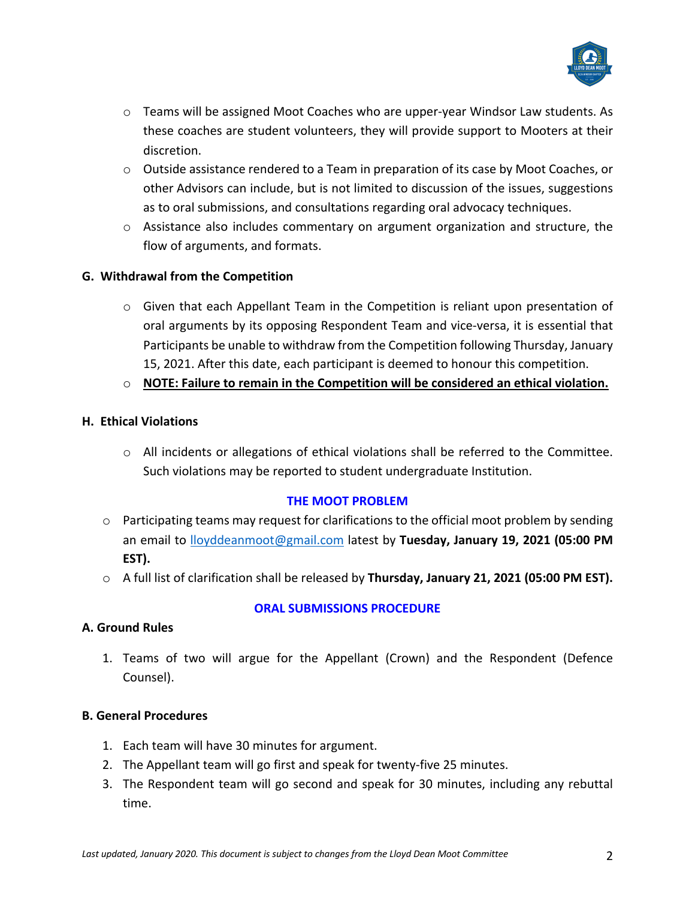- Teams will be assigned Moot Coaches who are upper-year Windsor Law students. As these coaches are student volunteers, they will provide support to Mooters at their discretion.
- Outside assistance rendered to a Team in preparation of its case by Moot Coaches, or other Advisors can include, but is not limited to discussion of the issues, suggestions as to oral submissions, and consultations regarding oral advocacy techniques.
- Assistance also includes commentary on argument organization and structure, the flow of arguments, and formats.

**G. Withdrawal from the Competition**

- Given that each Appellant Team in the Competition is reliant upon presentation of oral arguments by its opposing Respondent Team and vice-versa, it is essential that Participants be unable to withdraw from the Competition following Thursday, January 15, 2021. After this date, each participant is deemed to honour this competition.
- **NOTE: Failure to remain in the Competition will be considered an ethical violation.**

**H. Ethical Violations**

- All incidents or allegations of ethical violations shall be referred to the Committee. Such violations may be reported to student undergraduate Institution.

## THE MOOT PROBLEM

- Participating teams may request for clarifications to the official moot problem by sending an email to lloyddeanmoot@gmail.com latest by **Tuesday, January 19, 2021 (05:00 PM EST).**
- A full list of clarification shall be released by **Thursday, January 21, 2021 (05:00 PM EST).**

## ORAL SUBMISSIONS PROCEDURE

**A. Ground Rules**

1. Teams of two will argue for the Appellant (Crown) and the Respondent (Defence Counsel).

**B. General Procedures**

1. Each team will have 30 minutes for argument.
2. The Appellant team will go first and speak for twenty-five 25 minutes.
3. The Respondent team will go second and speak for 30 minutes, including any rebuttal time.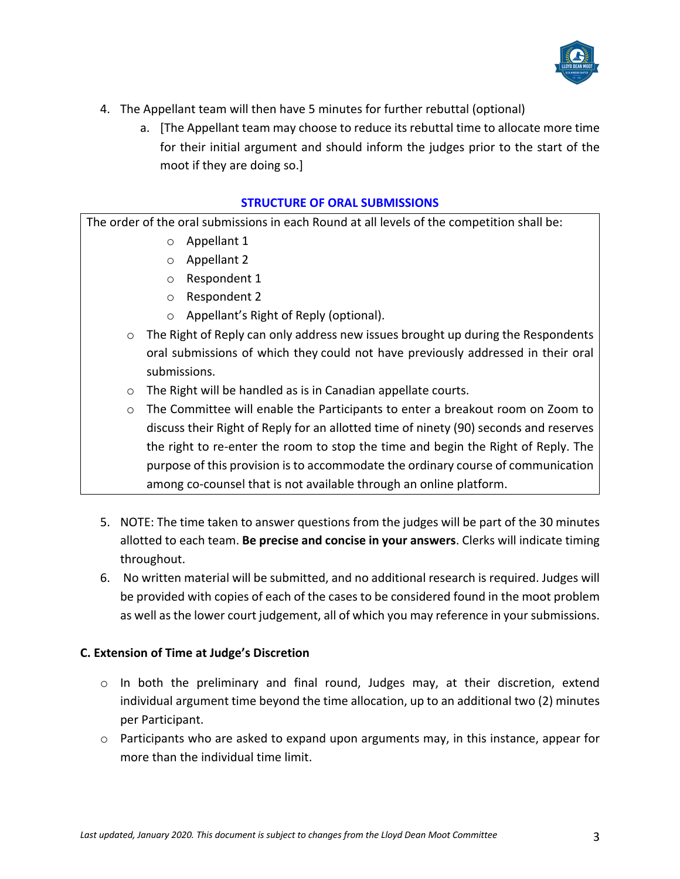4. The Appellant team will then have 5 minutes for further rebuttal (optional)
    a. [The Appellant team may choose to reduce its rebuttal time to allocate more time for their initial argument and should inform the judges prior to the start of the moot if they are doing so.]

**STRUCTURE OF ORAL SUBMISSIONS**

The order of the oral submissions in each Round at all levels of the competition shall be:

- Appellant 1
- Appellant 2
- Respondent 1
- Respondent 2
- Appellant's Right of Reply (optional).

- The Right of Reply can only address new issues brought up during the Respondents oral submissions of which they could not have previously addressed in their oral submissions.
- The Right will be handled as is in Canadian appellate courts.
- The Committee will enable the Participants to enter a breakout room on Zoom to discuss their Right of Reply for an allotted time of ninety (90) seconds and reserves the right to re-enter the room to stop the time and begin the Right of Reply. The purpose of this provision is to accommodate the ordinary course of communication among co-counsel that is not available through an online platform.

5. NOTE: The time taken to answer questions from the judges will be part of the 30 minutes allotted to each team. **Be precise and concise in your answers**. Clerks will indicate timing throughout.
6. No written material will be submitted, and no additional research is required. Judges will be provided with copies of each of the cases to be considered found in the moot problem as well as the lower court judgement, all of which you may reference in your submissions.

**C. Extension of Time at Judge's Discretion**

- In both the preliminary and final round, Judges may, at their discretion, extend individual argument time beyond the time allocation, up to an additional two (2) minutes per Participant.
- Participants who are asked to expand upon arguments may, in this instance, appear for more than the individual time limit.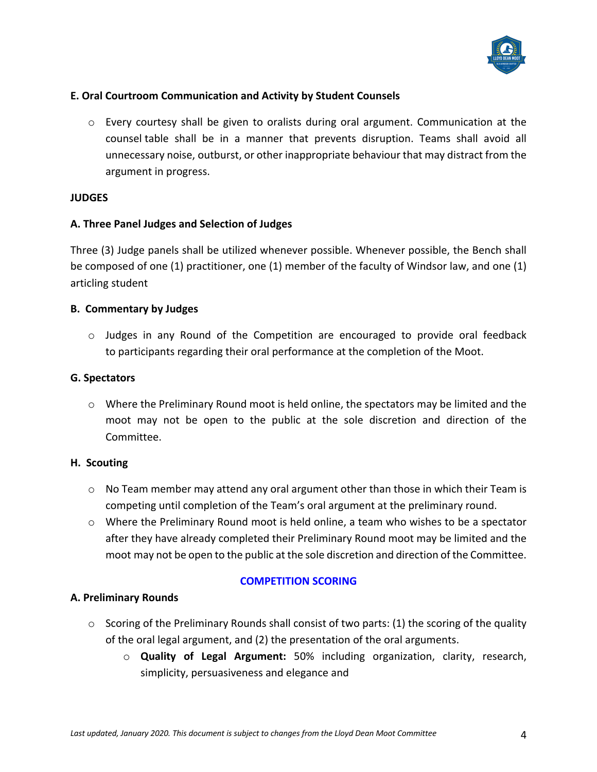**E. Oral Courtroom Communication and Activity by Student Counsels**

- Every courtesy shall be given to oralists during oral argument. Communication at the counsel table shall be in a manner that prevents disruption. Teams shall avoid all unnecessary noise, outburst, or other inappropriate behaviour that may distract from the argument in progress.

**JUDGES**

**A. Three Panel Judges and Selection of Judges**

Three (3) Judge panels shall be utilized whenever possible. Whenever possible, the Bench shall be composed of one (1) practitioner, one (1) member of the faculty of Windsor law, and one (1) articling student

**B. Commentary by Judges**

- Judges in any Round of the Competition are encouraged to provide oral feedback to participants regarding their oral performance at the completion of the Moot.

**G. Spectators**

- Where the Preliminary Round moot is held online, the spectators may be limited and the moot may not be open to the public at the sole discretion and direction of the Committee.

**H. Scouting**

- No Team member may attend any oral argument other than those in which their Team is competing until completion of the Team's oral argument at the preliminary round.
- Where the Preliminary Round moot is held online, a team who wishes to be a spectator after they have already completed their Preliminary Round moot may be limited and the moot may not be open to the public at the sole discretion and direction of the Committee.

## COMPETITION SCORING

**A. Preliminary Rounds**

- Scoring of the Preliminary Rounds shall consist of two parts: (1) the scoring of the quality of the oral legal argument, and (2) the presentation of the oral arguments.
  - **Quality of Legal Argument:** 50% including organization, clarity, research, simplicity, persuasiveness and elegance and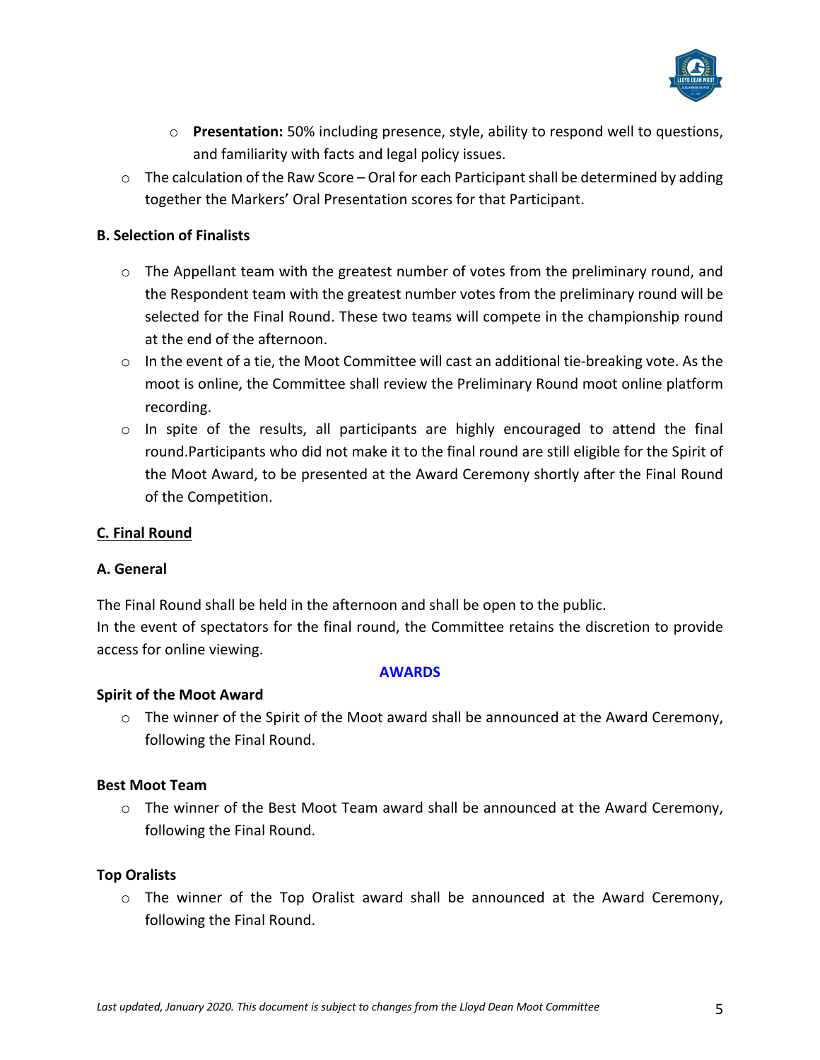- **Presentation:** 50% including presence, style, ability to respond well to questions, and familiarity with facts and legal policy issues.
- The calculation of the Raw Score – Oral for each Participant shall be determined by adding together the Markers' Oral Presentation scores for that Participant.

**B. Selection of Finalists**

- The Appellant team with the greatest number of votes from the preliminary round, and the Respondent team with the greatest number votes from the preliminary round will be selected for the Final Round. These two teams will compete in the championship round at the end of the afternoon.
- In the event of a tie, the Moot Committee will cast an additional tie-breaking vote. As the moot is online, the Committee shall review the Preliminary Round moot online platform recording.
- In spite of the results, all participants are highly encouraged to attend the final round.Participants who did not make it to the final round are still eligible for the Spirit of the Moot Award, to be presented at the Award Ceremony shortly after the Final Round of the Competition.

**C. Final Round**

**A. General**

The Final Round shall be held in the afternoon and shall be open to the public.
In the event of spectators for the final round, the Committee retains the discretion to provide access for online viewing.

## AWARDS

**Spirit of the Moot Award**

- The winner of the Spirit of the Moot award shall be announced at the Award Ceremony, following the Final Round.

**Best Moot Team**

- The winner of the Best Moot Team award shall be announced at the Award Ceremony, following the Final Round.

**Top Oralists**

- The winner of the Top Oralist award shall be announced at the Award Ceremony, following the Final Round.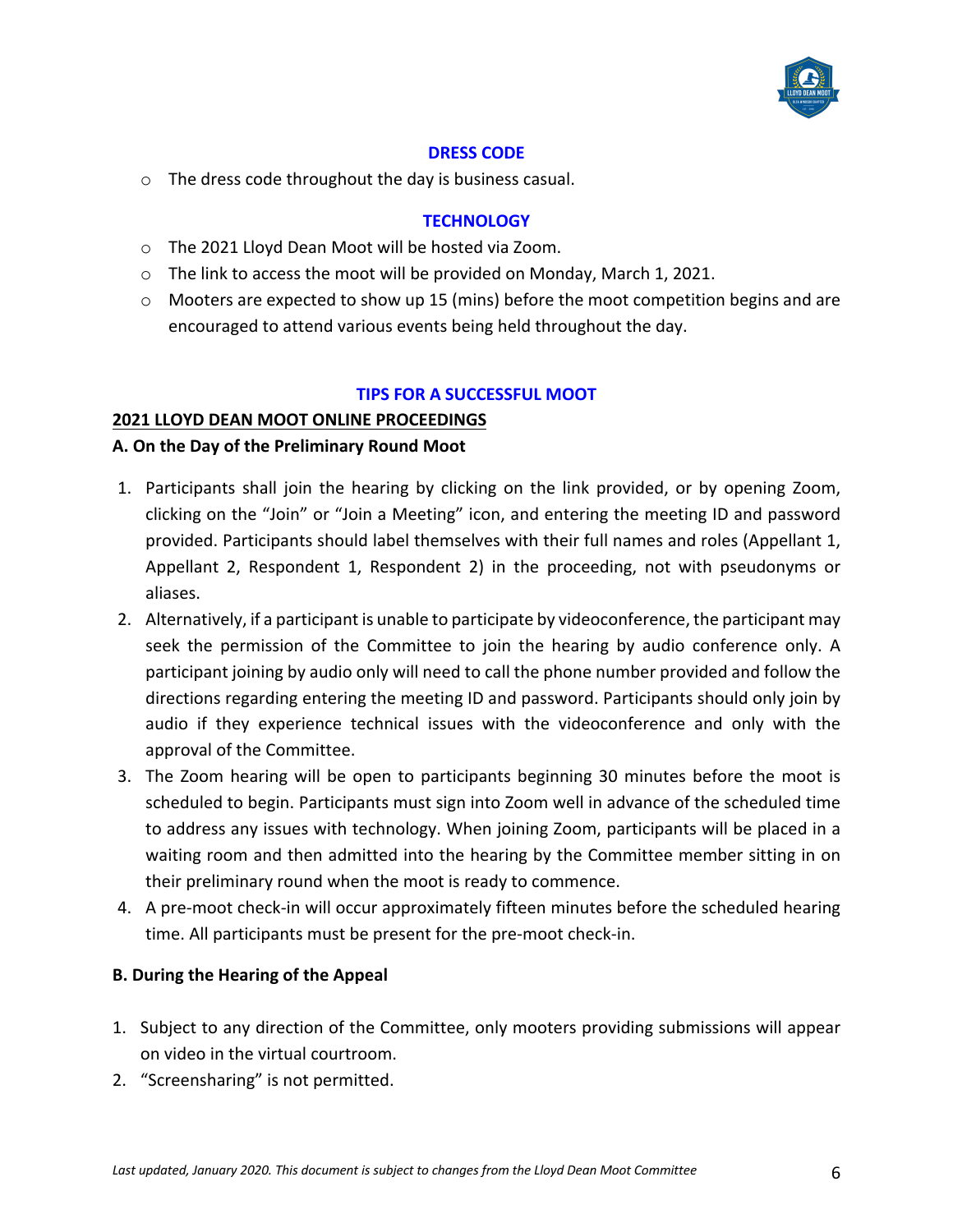## DRESS CODE

- The dress code throughout the day is business casual.

## TECHNOLOGY

- The 2021 Lloyd Dean Moot will be hosted via Zoom.
- The link to access the moot will be provided on Monday, March 1, 2021.
- Mooters are expected to show up 15 (mins) before the moot competition begins and are encouraged to attend various events being held throughout the day.

## TIPS FOR A SUCCESSFUL MOOT

**<u>2021 LLOYD DEAN MOOT ONLINE PROCEEDINGS</u>**

**A. On the Day of the Preliminary Round Moot**

1. Participants shall join the hearing by clicking on the link provided, or by opening Zoom, clicking on the "Join" or "Join a Meeting" icon, and entering the meeting ID and password provided. Participants should label themselves with their full names and roles (Appellant 1, Appellant 2, Respondent 1, Respondent 2) in the proceeding, not with pseudonyms or aliases.
2. Alternatively, if a participant is unable to participate by videoconference, the participant may seek the permission of the Committee to join the hearing by audio conference only. A participant joining by audio only will need to call the phone number provided and follow the directions regarding entering the meeting ID and password. Participants should only join by audio if they experience technical issues with the videoconference and only with the approval of the Committee.
3. The Zoom hearing will be open to participants beginning 30 minutes before the moot is scheduled to begin. Participants must sign into Zoom well in advance of the scheduled time to address any issues with technology. When joining Zoom, participants will be placed in a waiting room and then admitted into the hearing by the Committee member sitting in on their preliminary round when the moot is ready to commence.
4. A pre-moot check-in will occur approximately fifteen minutes before the scheduled hearing time. All participants must be present for the pre-moot check-in.

**B. During the Hearing of the Appeal**

1. Subject to any direction of the Committee, only mooters providing submissions will appear on video in the virtual courtroom.
2. "Screensharing" is not permitted.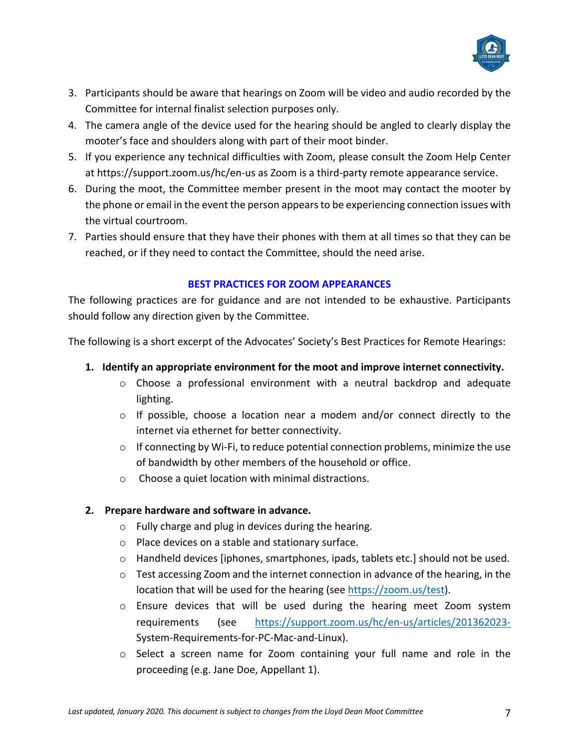3. Participants should be aware that hearings on Zoom will be video and audio recorded by the Committee for internal finalist selection purposes only.
4. The camera angle of the device used for the hearing should be angled to clearly display the mooter's face and shoulders along with part of their moot binder.
5. If you experience any technical difficulties with Zoom, please consult the Zoom Help Center at https://support.zoom.us/hc/en-us as Zoom is a third-party remote appearance service.
6. During the moot, the Committee member present in the moot may contact the mooter by the phone or email in the event the person appears to be experiencing connection issues with the virtual courtroom.
7. Parties should ensure that they have their phones with them at all times so that they can be reached, or if they need to contact the Committee, should the need arise.

## BEST PRACTICES FOR ZOOM APPEARANCES

The following practices are for guidance and are not intended to be exhaustive. Participants should follow any direction given by the Committee.

The following is a short excerpt of the Advocates' Society's Best Practices for Remote Hearings:

**1. Identify an appropriate environment for the moot and improve internet connectivity.**

- Choose a professional environment with a neutral backdrop and adequate lighting.
- If possible, choose a location near a modem and/or connect directly to the internet via ethernet for better connectivity.
- If connecting by Wi-Fi, to reduce potential connection problems, minimize the use of bandwidth by other members of the household or office.
- Choose a quiet location with minimal distractions.

**2. Prepare hardware and software in advance.**

- Fully charge and plug in devices during the hearing.
- Place devices on a stable and stationary surface.
- Handheld devices [iphones, smartphones, ipads, tablets etc.] should not be used.
- Test accessing Zoom and the internet connection in advance of the hearing, in the location that will be used for the hearing (see https://zoom.us/test).
- Ensure devices that will be used during the hearing meet Zoom system requirements (see https://support.zoom.us/hc/en-us/articles/201362023-System-Requirements-for-PC-Mac-and-Linux).
- Select a screen name for Zoom containing your full name and role in the proceeding (e.g. Jane Doe, Appellant 1).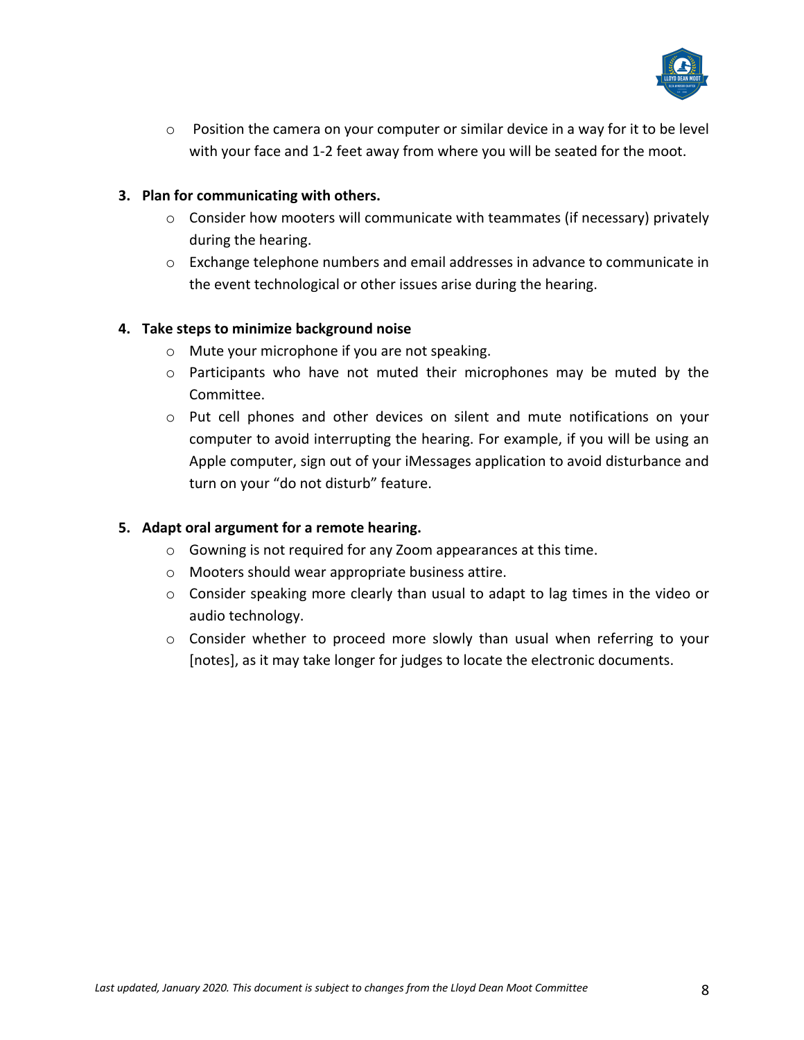- Position the camera on your computer or similar device in a way for it to be level with your face and 1-2 feet away from where you will be seated for the moot.

**3. Plan for communicating with others.**

- Consider how mooters will communicate with teammates (if necessary) privately during the hearing.
- Exchange telephone numbers and email addresses in advance to communicate in the event technological or other issues arise during the hearing.

**4. Take steps to minimize background noise**

- Mute your microphone if you are not speaking.
- Participants who have not muted their microphones may be muted by the Committee.
- Put cell phones and other devices on silent and mute notifications on your computer to avoid interrupting the hearing. For example, if you will be using an Apple computer, sign out of your iMessages application to avoid disturbance and turn on your "do not disturb" feature.

**5. Adapt oral argument for a remote hearing.**

- Gowning is not required for any Zoom appearances at this time.
- Mooters should wear appropriate business attire.
- Consider speaking more clearly than usual to adapt to lag times in the video or audio technology.
- Consider whether to proceed more slowly than usual when referring to your [notes], as it may take longer for judges to locate the electronic documents.